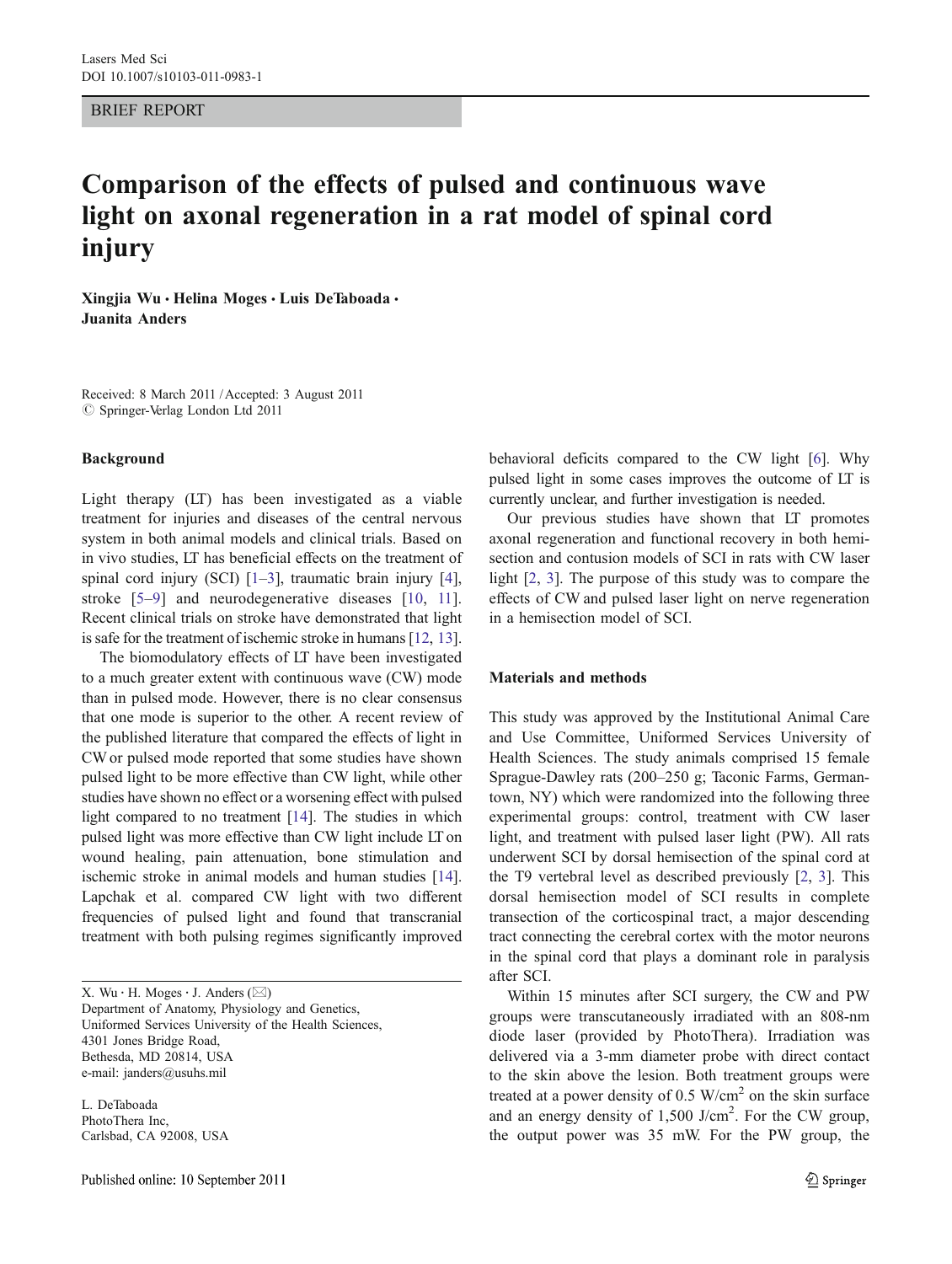BRIEF REPORT

# Comparison of the effects of pulsed and continuous wave light on axonal regeneration in a rat model of spinal cord injury

**Xingjia Wu · Helina Moges · Luis DeTaboada · Juanita Anders**

Received: 8 March 2011 / Accepted: 3 August 2011
© Springer-Verlag London Ltd 2011

## Background

Light therapy (LT) has been investigated as a viable treatment for injuries and diseases of the central nervous system in both animal models and clinical trials. Based on in vivo studies, LT has beneficial effects on the treatment of spinal cord injury (SCI) [1–3], traumatic brain injury [4], stroke [5–9] and neurodegenerative diseases [10, 11]. Recent clinical trials on stroke have demonstrated that light is safe for the treatment of ischemic stroke in humans [12, 13].

The biomodulatory effects of LT have been investigated to a much greater extent with continuous wave (CW) mode than in pulsed mode. However, there is no clear consensus that one mode is superior to the other. A recent review of the published literature that compared the effects of light in CW or pulsed mode reported that some studies have shown pulsed light to be more effective than CW light, while other studies have shown no effect or a worsening effect with pulsed light compared to no treatment [14]. The studies in which pulsed light was more effective than CW light include LT on wound healing, pain attenuation, bone stimulation and ischemic stroke in animal models and human studies [14]. Lapchak et al. compared CW light with two different frequencies of pulsed light and found that transcranial treatment with both pulsing regimes significantly improved behavioral deficits compared to the CW light [6]. Why pulsed light in some cases improves the outcome of LT is currently unclear, and further investigation is needed.

Our previous studies have shown that LT promotes axonal regeneration and functional recovery in both hemisection and contusion models of SCI in rats with CW laser light [2, 3]. The purpose of this study was to compare the effects of CW and pulsed laser light on nerve regeneration in a hemisection model of SCI.

## Materials and methods

This study was approved by the Institutional Animal Care and Use Committee, Uniformed Services University of Health Sciences. The study animals comprised 15 female Sprague-Dawley rats (200–250 g; Taconic Farms, Germantown, NY) which were randomized into the following three experimental groups: control, treatment with CW laser light, and treatment with pulsed laser light (PW). All rats underwent SCI by dorsal hemisection of the spinal cord at the T9 vertebral level as described previously [2, 3]. This dorsal hemisection model of SCI results in complete transection of the corticospinal tract, a major descending tract connecting the cerebral cortex with the motor neurons in the spinal cord that plays a dominant role in paralysis after SCI.

Within 15 minutes after SCI surgery, the CW and PW groups were transcutaneously irradiated with an 808-nm diode laser (provided by PhotoThera). Irradiation was delivered via a 3-mm diameter probe with direct contact to the skin above the lesion. Both treatment groups were treated at a power density of 0.5 W/cm$^2$ on the skin surface and an energy density of 1,500 J/cm$^2$. For the CW group, the output power was 35 mW. For the PW group, the

X. Wu · H. Moges · J. Anders (✉)
Department of Anatomy, Physiology and Genetics,
Uniformed Services University of the Health Sciences,
4301 Jones Bridge Road,
Bethesda, MD 20814, USA
e-mail: janders@usuhs.mil

L. DeTaboada
PhotoThera Inc,
Carlsbad, CA 92008, USA

Published online: 10 September 2011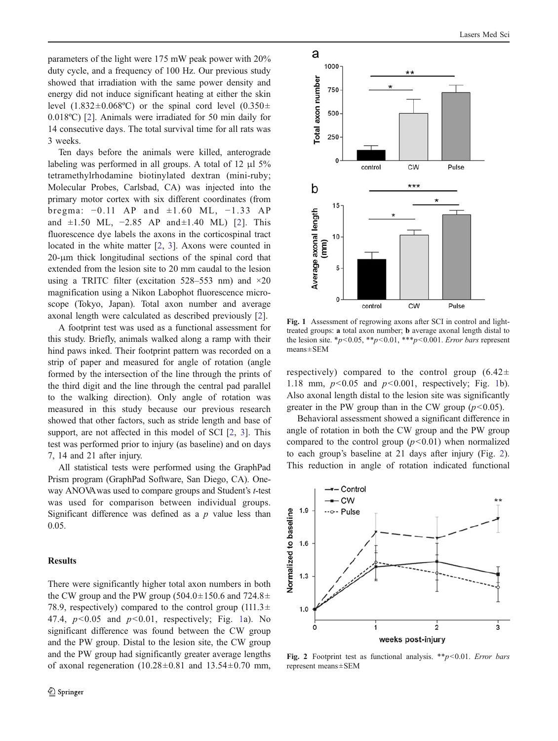parameters of the light were 175 mW peak power with 20% duty cycle, and a frequency of 100 Hz. Our previous study showed that irradiation with the same power density and energy did not induce significant heating at either the skin level (1.832±0.068ºC) or the spinal cord level (0.350±0.018ºC) [2]. Animals were irradiated for 50 min daily for 14 consecutive days. The total survival time for all rats was 3 weeks.

Ten days before the animals were killed, anterograde labeling was performed in all groups. A total of 12 μl 5% tetramethylrhodamine biotinylated dextran (mini-ruby; Molecular Probes, Carlsbad, CA) was injected into the primary motor cortex with six different coordinates (from bregma: −0.11 AP and ±1.60 ML, −1.33 AP and ±1.50 ML, −2.85 AP and±1.40 ML) [2]. This fluorescence dye labels the axons in the corticospinal tract located in the white matter [2, 3]. Axons were counted in 20-μm thick longitudinal sections of the spinal cord that extended from the lesion site to 20 mm caudal to the lesion using a TRITC filter (excitation 528–553 nm) and ×20 magnification using a Nikon Labophot fluorescence microscope (Tokyo, Japan). Total axon number and average axonal length were calculated as described previously [2].

A footprint test was used as a functional assessment for this study. Briefly, animals walked along a ramp with their hind paws inked. Their footprint pattern was recorded on a strip of paper and measured for angle of rotation (angle formed by the intersection of the line through the prints of the third digit and the line through the central pad parallel to the walking direction). Only angle of rotation was measured in this study because our previous research showed that other factors, such as stride length and base of support, are not affected in this model of SCI [2, 3]. This test was performed prior to injury (as baseline) and on days 7, 14 and 21 after injury.

All statistical tests were performed using the GraphPad Prism program (GraphPad Software, San Diego, CA). One-way ANOVA was used to compare groups and Student's *t*-test was used for comparison between individual groups. Significant difference was defined as a *p* value less than 0.05.

## Results

There were significantly higher total axon numbers in both the CW group and the PW group (504.0±150.6 and 724.8±78.9, respectively) compared to the control group (111.3±47.4, $p<0.05$ and $p<0.01$, respectively; Fig. 1a). No significant difference was found between the CW group and the PW group. Distal to the lesion site, the CW group and the PW group had significantly greater average lengths of axonal regeneration (10.28±0.81 and 13.54±0.70 mm, respectively) compared to the control group (6.42±1.18 mm, $p<0.05$ and $p<0.001$, respectively; Fig. 1b). Also axonal length distal to the lesion site was significantly greater in the PW group than in the CW group ($p<0.05$).

Behavioral assessment showed a significant difference in angle of rotation in both the CW group and the PW group compared to the control group ($p<0.01$) when normalized to each group's baseline at 21 days after injury (Fig. 2). This reduction in angle of rotation indicated functional

**Fig. 1** Assessment of regrowing axons after SCI in control and light-treated groups: **a** total axon number; **b** average axonal length distal to the lesion site. *$p<0.05$, **$p<0.01$, ***$p<0.001$. *Error bars* represent means±SEM

**Fig. 2** Footprint test as functional analysis. **$p<0.01$. *Error bars* represent means±SEM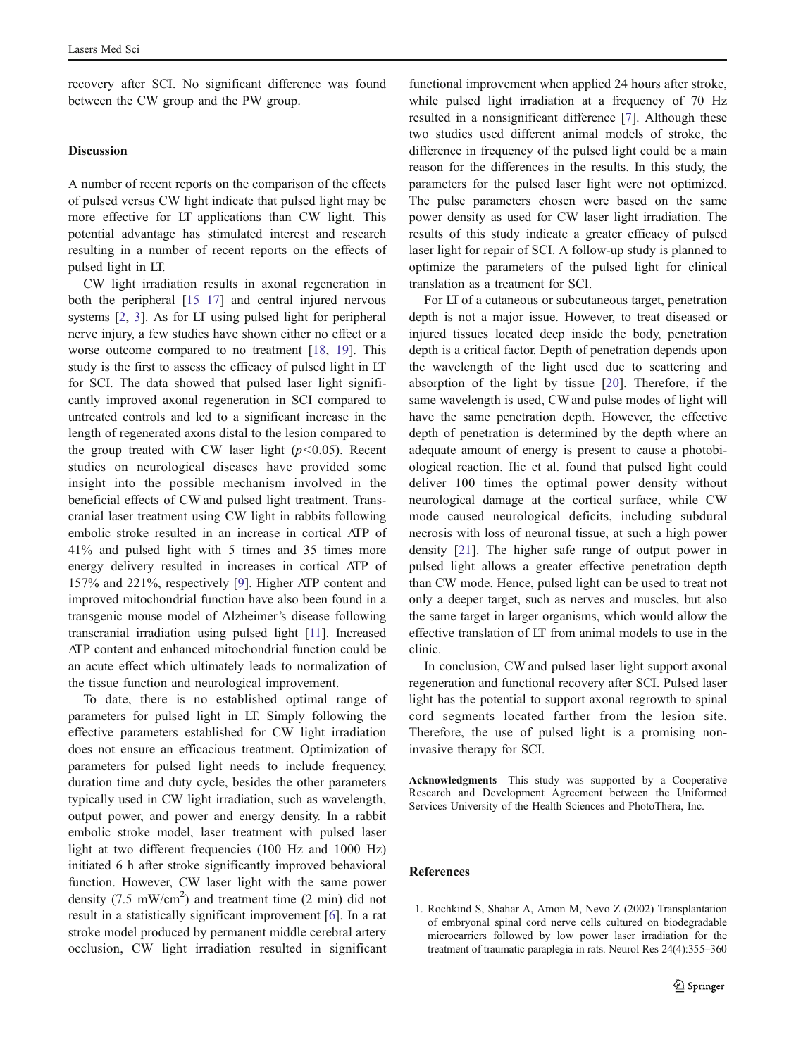recovery after SCI. No significant difference was found between the CW group and the PW group.

## Discussion

A number of recent reports on the comparison of the effects of pulsed versus CW light indicate that pulsed light may be more effective for LT applications than CW light. This potential advantage has stimulated interest and research resulting in a number of recent reports on the effects of pulsed light in LT.

CW light irradiation results in axonal regeneration in both the peripheral [15–17] and central injured nervous systems [2, 3]. As for LT using pulsed light for peripheral nerve injury, a few studies have shown either no effect or a worse outcome compared to no treatment [18, 19]. This study is the first to assess the efficacy of pulsed light in LT for SCI. The data showed that pulsed laser light significantly improved axonal regeneration in SCI compared to untreated controls and led to a significant increase in the length of regenerated axons distal to the lesion compared to the group treated with CW laser light ($p<0.05$). Recent studies on neurological diseases have provided some insight into the possible mechanism involved in the beneficial effects of CW and pulsed light treatment. Transcranial laser treatment using CW light in rabbits following embolic stroke resulted in an increase in cortical ATP of 41% and pulsed light with 5 times and 35 times more energy delivery resulted in increases in cortical ATP of 157% and 221%, respectively [9]. Higher ATP content and improved mitochondrial function have also been found in a transgenic mouse model of Alzheimer's disease following transcranial irradiation using pulsed light [11]. Increased ATP content and enhanced mitochondrial function could be an acute effect which ultimately leads to normalization of the tissue function and neurological improvement.

To date, there is no established optimal range of parameters for pulsed light in LT. Simply following the effective parameters established for CW light irradiation does not ensure an efficacious treatment. Optimization of parameters for pulsed light needs to include frequency, duration time and duty cycle, besides the other parameters typically used in CW light irradiation, such as wavelength, output power, and power and energy density. In a rabbit embolic stroke model, laser treatment with pulsed laser light at two different frequencies (100 Hz and 1000 Hz) initiated 6 h after stroke significantly improved behavioral function. However, CW laser light with the same power density (7.5 mW/cm$^2$) and treatment time (2 min) did not result in a statistically significant improvement [6]. In a rat stroke model produced by permanent middle cerebral artery occlusion, CW light irradiation resulted in significant functional improvement when applied 24 hours after stroke, while pulsed light irradiation at a frequency of 70 Hz resulted in a nonsignificant difference [7]. Although these two studies used different animal models of stroke, the difference in frequency of the pulsed light could be a main reason for the differences in the results. In this study, the parameters for the pulsed laser light were not optimized. The pulse parameters chosen were based on the same power density as used for CW laser light irradiation. The results of this study indicate a greater efficacy of pulsed laser light for repair of SCI. A follow-up study is planned to optimize the parameters of the pulsed light for clinical translation as a treatment for SCI.

For LT of a cutaneous or subcutaneous target, penetration depth is not a major issue. However, to treat diseased or injured tissues located deep inside the body, penetration depth is a critical factor. Depth of penetration depends upon the wavelength of the light used due to scattering and absorption of the light by tissue [20]. Therefore, if the same wavelength is used, CW and pulse modes of light will have the same penetration depth. However, the effective depth of penetration is determined by the depth where an adequate amount of energy is present to cause a photobiological reaction. Ilic et al. found that pulsed light could deliver 100 times the optimal power density without neurological damage at the cortical surface, while CW mode caused neurological deficits, including subdural necrosis with loss of neuronal tissue, at such a high power density [21]. The higher safe range of output power in pulsed light allows a greater effective penetration depth than CW mode. Hence, pulsed light can be used to treat not only a deeper target, such as nerves and muscles, but also the same target in larger organisms, which would allow the effective translation of LT from animal models to use in the clinic.

In conclusion, CW and pulsed laser light support axonal regeneration and functional recovery after SCI. Pulsed laser light has the potential to support axonal regrowth to spinal cord segments located farther from the lesion site. Therefore, the use of pulsed light is a promising non-invasive therapy for SCI.

**Acknowledgments** This study was supported by a Cooperative Research and Development Agreement between the Uniformed Services University of the Health Sciences and PhotoThera, Inc.

## References

1. Rochkind S, Shahar A, Amon M, Nevo Z (2002) Transplantation of embryonal spinal cord nerve cells cultured on biodegradable microcarriers followed by low power laser irradiation for the treatment of traumatic paraplegia in rats. Neurol Res 24(4):355–360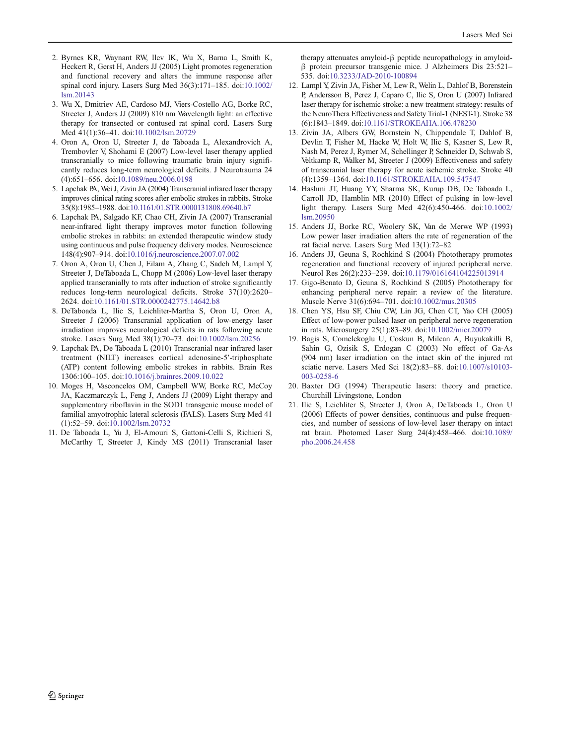2. Byrnes KR, Waynant RW, Ilev IK, Wu X, Barna L, Smith K, Heckert R, Gerst H, Anders JJ (2005) Light promotes regeneration and functional recovery and alters the immune response after spinal cord injury. Lasers Surg Med 36(3):171–185. doi:10.1002/lsm.20143
3. Wu X, Dmitriev AE, Cardoso MJ, Viers-Costello AG, Borke RC, Streeter J, Anders JJ (2009) 810 nm Wavelength light: an effective therapy for transected or contused rat spinal cord. Lasers Surg Med 41(1):36–41. doi:10.1002/lsm.20729
4. Oron A, Oron U, Streeter J, de Taboada L, Alexandrovich A, Trembovler V, Shohami E (2007) Low-level laser therapy applied transcranially to mice following traumatic brain injury significantly reduces long-term neurological deficits. J Neurotrauma 24 (4):651–656. doi:10.1089/neu.2006.0198
5. Lapchak PA, Wei J, Zivin JA (2004) Transcranial infrared laser therapy improves clinical rating scores after embolic strokes in rabbits. Stroke 35(8):1985–1988. doi:10.1161/01.STR.0000131808.69640.b7
6. Lapchak PA, Salgado KF, Chao CH, Zivin JA (2007) Transcranial near-infrared light therapy improves motor function following embolic strokes in rabbits: an extended therapeutic window study using continuous and pulse frequency delivery modes. Neuroscience 148(4):907–914. doi:10.1016/j.neuroscience.2007.07.002
7. Oron A, Oron U, Chen J, Eilam A, Zhang C, Sadeh M, Lampl Y, Streeter J, DeTaboada L, Chopp M (2006) Low-level laser therapy applied transcranially to rats after induction of stroke significantly reduces long-term neurological deficits. Stroke 37(10):2620–2624. doi:10.1161/01.STR.0000242775.14642.b8
8. DeTaboada L, Ilic S, Leichliter-Martha S, Oron U, Oron A, Streeter J (2006) Transcranial application of low-energy laser irradiation improves neurological deficits in rats following acute stroke. Lasers Surg Med 38(1):70–73. doi:10.1002/lsm.20256
9. Lapchak PA, De Taboada L (2010) Transcranial near infrared laser treatment (NILT) increases cortical adenosine-5′-triphosphate (ATP) content following embolic strokes in rabbits. Brain Res 1306:100–105. doi:10.1016/j.brainres.2009.10.022
10. Moges H, Vasconcelos OM, Campbell WW, Borke RC, McCoy JA, Kaczmarczyk L, Feng J, Anders JJ (2009) Light therapy and supplementary riboflavin in the SOD1 transgenic mouse model of familial amyotrophic lateral sclerosis (FALS). Lasers Surg Med 41 (1):52–59. doi:10.1002/lsm.20732
11. De Taboada L, Yu J, El-Amouri S, Gattoni-Celli S, Richieri S, McCarthy T, Streeter J, Kindy MS (2011) Transcranial laser therapy attenuates amyloid-β peptide neuropathology in amyloid-β protein precursor transgenic mice. J Alzheimers Dis 23:521–535. doi:10.3233/JAD-2010-100894
12. Lampl Y, Zivin JA, Fisher M, Lew R, Welin L, Dahlof B, Borenstein P, Andersson B, Perez J, Caparo C, Ilic S, Oron U (2007) Infrared laser therapy for ischemic stroke: a new treatment strategy: results of the NeuroThera Effectiveness and Safety Trial-1 (NEST-1). Stroke 38 (6):1843–1849. doi:10.1161/STROKEAHA.106.478230
13. Zivin JA, Albers GW, Bornstein N, Chippendale T, Dahlof B, Devlin T, Fisher M, Hacke W, Holt W, Ilic S, Kasner S, Lew R, Nash M, Perez J, Rymer M, Schellinger P, Schneider D, Schwab S, Veltkamp R, Walker M, Streeter J (2009) Effectiveness and safety of transcranial laser therapy for acute ischemic stroke. Stroke 40 (4):1359–1364. doi:10.1161/STROKEAHA.109.547547
14. Hashmi JT, Huang YY, Sharma SK, Kurup DB, De Taboada L, Carroll JD, Hamblin MR (2010) Effect of pulsing in low-level light therapy. Lasers Surg Med 42(6):450-466. doi:10.1002/lsm.20950
15. Anders JJ, Borke RC, Woolery SK, Van de Merwe WP (1993) Low power laser irradiation alters the rate of regeneration of the rat facial nerve. Lasers Surg Med 13(1):72–82
16. Anders JJ, Geuna S, Rochkind S (2004) Phototherapy promotes regeneration and functional recovery of injured peripheral nerve. Neurol Res 26(2):233–239. doi:10.1179/016164104225013914
17. Gigo-Benato D, Geuna S, Rochkind S (2005) Phototherapy for enhancing peripheral nerve repair: a review of the literature. Muscle Nerve 31(6):694–701. doi:10.1002/mus.20305
18. Chen YS, Hsu SF, Chiu CW, Lin JG, Chen CT, Yao CH (2005) Effect of low-power pulsed laser on peripheral nerve regeneration in rats. Microsurgery 25(1):83–89. doi:10.1002/micr.20079
19. Bagis S, Comelekoglu U, Coskun B, Milcan A, Buyukakilli B, Sahin G, Ozisik S, Erdogan C (2003) No effect of Ga-As (904 nm) laser irradiation on the intact skin of the injured rat sciatic nerve. Lasers Med Sci 18(2):83–88. doi:10.1007/s10103-003-0258-6
20. Baxter DG (1994) Therapeutic lasers: theory and practice. Churchill Livingstone, London
21. Ilic S, Leichliter S, Streeter J, Oron A, DeTaboada L, Oron U (2006) Effects of power densities, continuous and pulse frequencies, and number of sessions of low-level laser therapy on intact rat brain. Photomed Laser Surg 24(4):458–466. doi:10.1089/pho.2006.24.458